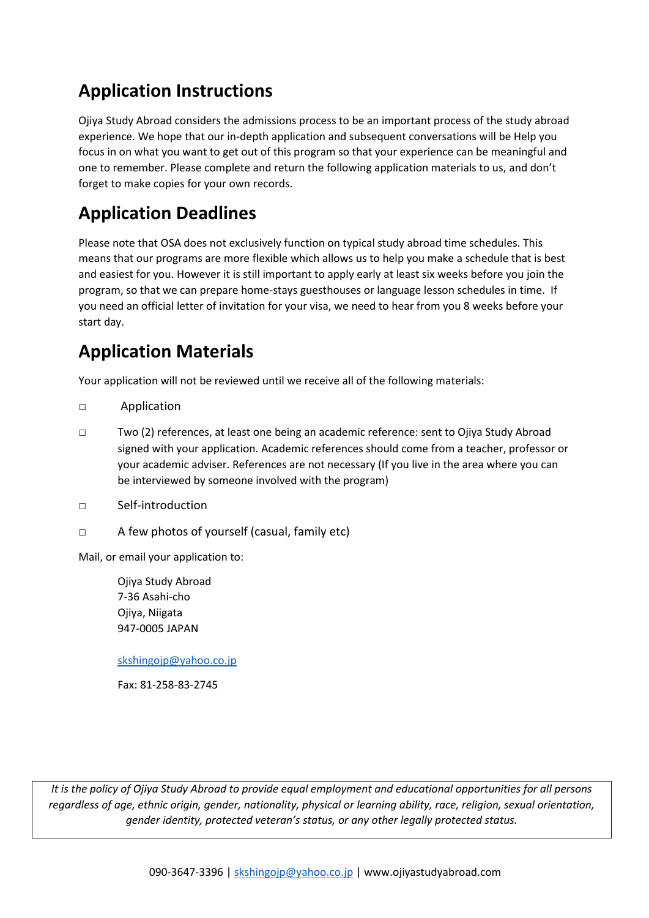## Application Instructions

Ojiya Study Abroad considers the admissions process to be an important process of the study abroad experience. We hope that our in-depth application and subsequent conversations will be Help you focus in on what you want to get out of this program so that your experience can be meaningful and one to remember. Please complete and return the following application materials to us, and don't forget to make copies for your own records.

## Application Deadlines

Please note that OSA does not exclusively function on typical study abroad time schedules. This means that our programs are more flexible which allows us to help you make a schedule that is best and easiest for you. However it is still important to apply early at least six weeks before you join the program, so that we can prepare home-stays guesthouses or language lesson schedules in time. If you need an official letter of invitation for your visa, we need to hear from you 8 weeks before your start day.

## Application Materials

Your application will not be reviewed until we receive all of the following materials:

- □ Application
- □ Two (2) references, at least one being an academic reference: sent to Ojiya Study Abroad signed with your application. Academic references should come from a teacher, professor or your academic adviser. References are not necessary (If you live in the area where you can be interviewed by someone involved with the program)
- □ Self-introduction
- □ A few photos of yourself (casual, family etc)

Mail, or email your application to:

Ojiya Study Abroad
7-36 Asahi-cho
Ojiya, Niigata
947-0005 JAPAN

skshingojp@yahoo.co.jp

Fax: 81-258-83-2745

*It is the policy of Ojiya Study Abroad to provide equal employment and educational opportunities for all persons regardless of age, ethnic origin, gender, nationality, physical or learning ability, race, religion, sexual orientation, gender identity, protected veteran's status, or any other legally protected status.*

090-3647-3396 | skshingojp@yahoo.co.jp | www.ojiyastudyabroad.com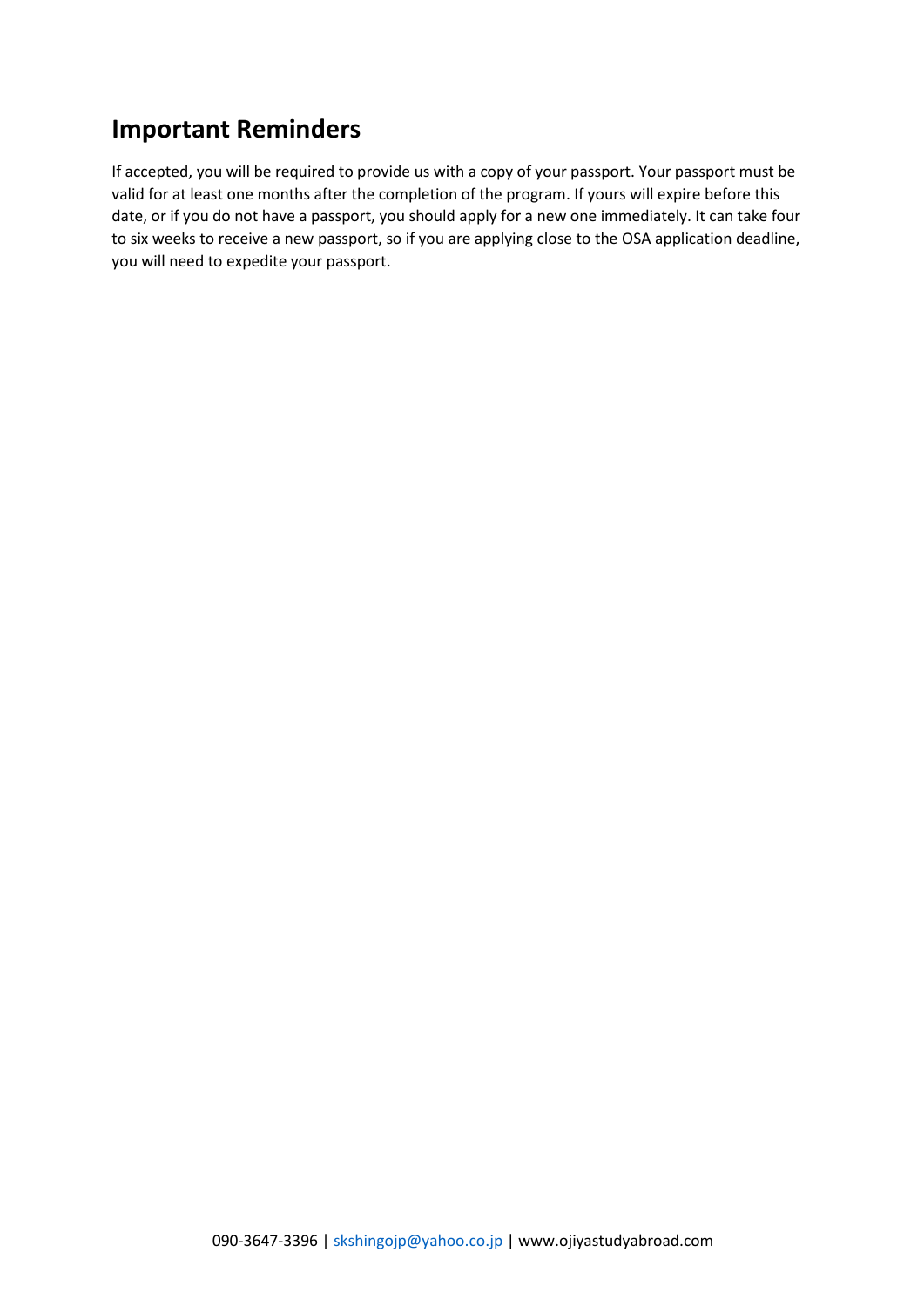## Important Reminders

If accepted, you will be required to provide us with a copy of your passport. Your passport must be valid for at least one months after the completion of the program. If yours will expire before this date, or if you do not have a passport, you should apply for a new one immediately. It can take four to six weeks to receive a new passport, so if you are applying close to the OSA application deadline, you will need to expedite your passport.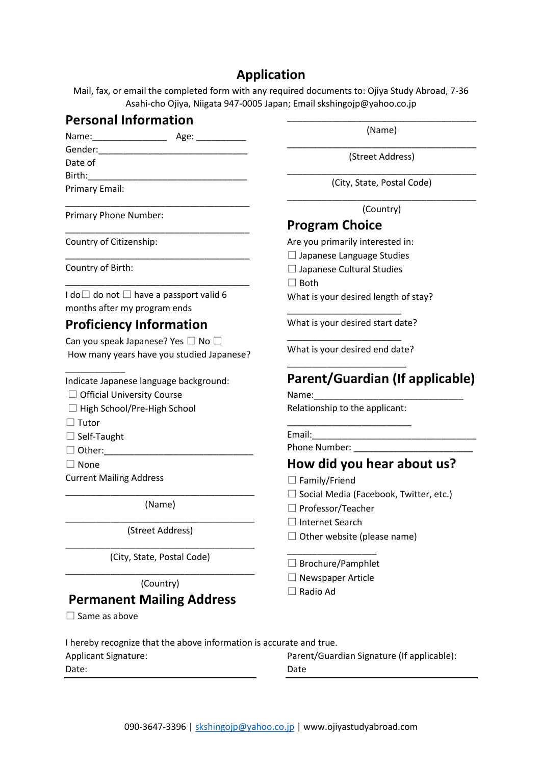# Application

Mail, fax, or email the completed form with any required documents to: Ojiya Study Abroad, 7-36 Asahi-cho Ojiya, Niigata 947-0005 Japan; Email skshingojp@yahoo.co.jp

## Personal Information

Name:_______________ Age: __________

Gender:______________________________

Date of Birth:_______________________________

Primary Email:

_____________________________________

Primary Phone Number:

_____________________________________

Country of Citizenship:

_____________________________________

Country of Birth:

_____________________________________

I do☐ do not ☐ have a passport valid 6 months after my program ends

## Proficiency Information

Can you speak Japanese? Yes ☐ No ☐

How many years have you studied Japanese?

____________

Indicate Japanese language background:

☐ Official University Course

☐ High School/Pre-High School

☐ Tutor

☐ Self-Taught

☐ Other:______________________________

☐ None

Current Mailing Address

_____________________________________
(Name)

_____________________________________
(Street Address)

_____________________________________
(City, State, Postal Code)

_____________________________________
(Country)

## Permanent Mailing Address

☐ Same as above

_____________________________________
(Name)

_____________________________________
(Street Address)

_____________________________________
(City, State, Postal Code)

_____________________________________
(Country)

## Program Choice

Are you primarily interested in:

☐ Japanese Language Studies

☐ Japanese Cultural Studies

☐ Both

What is your desired length of stay?

_______________________

What is your desired start date?

_______________________

What is your desired end date?

_______________________

## Parent/Guardian (If applicable)

Name:______________________________

Relationship to the applicant:

_________________________

Email:__________________________________

Phone Number: ________________________

## How did you hear about us?

☐ Family/Friend

☐ Social Media (Facebook, Twitter, etc.)

☐ Professor/Teacher

☐ Internet Search

☐ Other website (please name)

__________________

☐ Brochure/Pamphlet

☐ Newspaper Article

☐ Radio Ad

I hereby recognize that the above information is accurate and true.

Applicant Signature:

Date:

Parent/Guardian Signature (If applicable):

Date

090-3647-3396 | skshingojp@yahoo.co.jp | www.ojiyastudyabroad.com